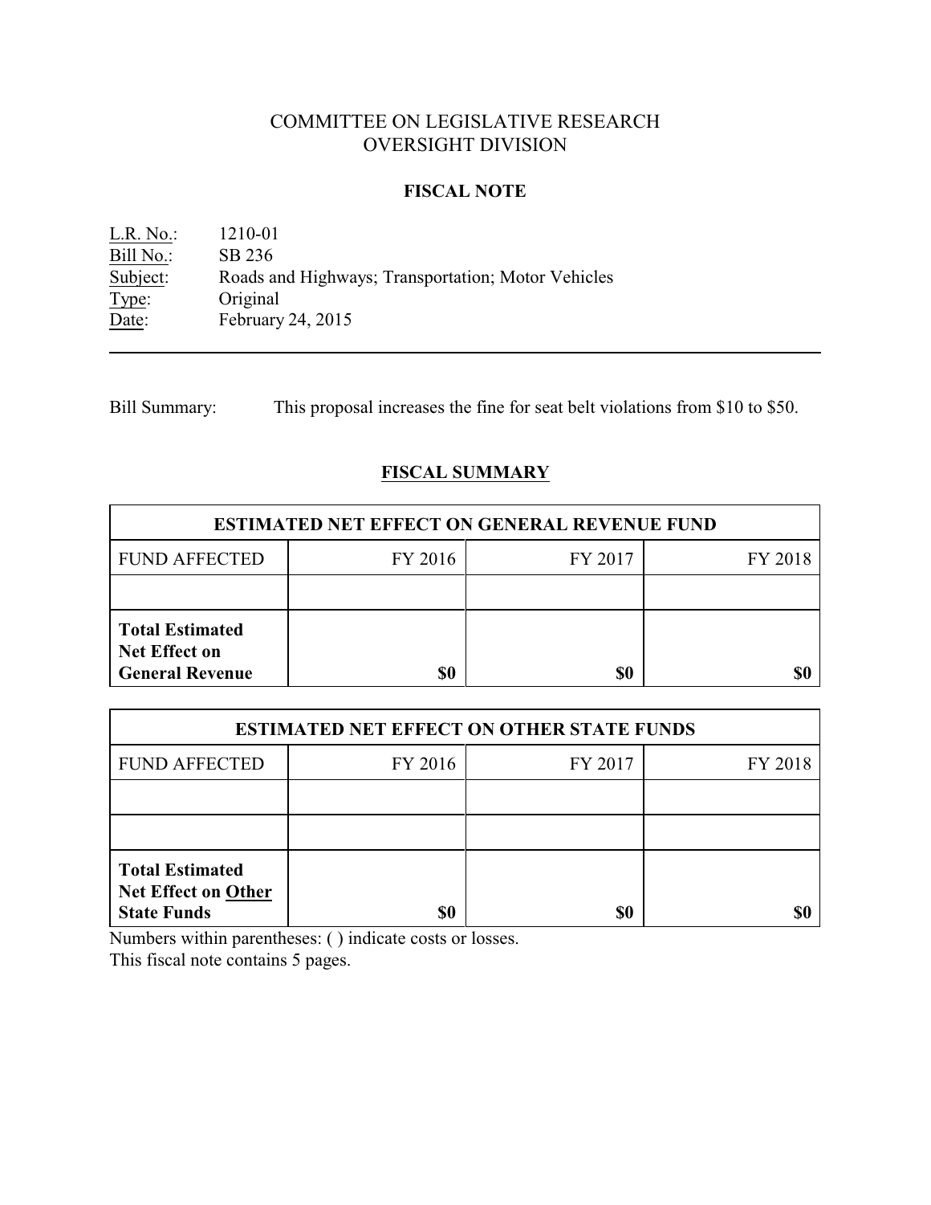# COMMITTEE ON LEGISLATIVE RESEARCH
# OVERSIGHT DIVISION

## FISCAL NOTE

L.R. No.: 1210-01
Bill No.: SB 236
Subject: Roads and Highways; Transportation; Motor Vehicles
Type: Original
Date: February 24, 2015

---

Bill Summary: This proposal increases the fine for seat belt violations from $10 to $50.

## FISCAL SUMMARY

| ESTIMATED NET EFFECT ON GENERAL REVENUE FUND | | | |
|---|---|---|---|
| FUND AFFECTED | FY 2016 | FY 2017 | FY 2018 |
| | | | |
| **Total Estimated Net Effect on General Revenue** | **$0** | **$0** | **$0** |

| ESTIMATED NET EFFECT ON OTHER STATE FUNDS | | | |
|---|---|---|---|
| FUND AFFECTED | FY 2016 | FY 2017 | FY 2018 |
| | | | |
| | | | |
| **Total Estimated Net Effect on Other State Funds** | **$0** | **$0** | **$0** |

Numbers within parentheses: ( ) indicate costs or losses.
This fiscal note contains 5 pages.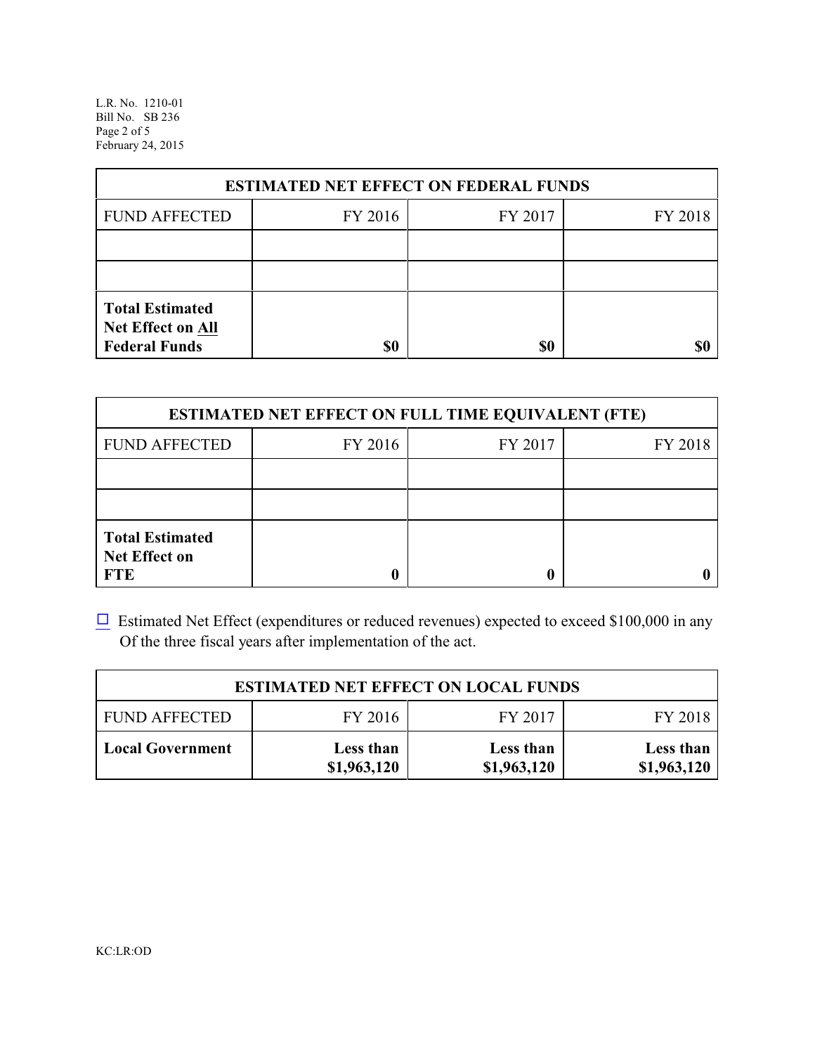| ESTIMATED NET EFFECT ON FEDERAL FUNDS | | | |
|---|---|---|---|
| FUND AFFECTED | FY 2016 | FY 2017 | FY 2018 |
| | | | |
| | | | |
| **Total Estimated Net Effect on All Federal Funds** | **$0** | **$0** | **$0** |

| ESTIMATED NET EFFECT ON FULL TIME EQUIVALENT (FTE) | | | |
|---|---|---|---|
| FUND AFFECTED | FY 2016 | FY 2017 | FY 2018 |
| | | | |
| | | | |
| **Total Estimated Net Effect on FTE** | **0** | **0** | **0** |

☐ Estimated Net Effect (expenditures or reduced revenues) expected to exceed $100,000 in any Of the three fiscal years after implementation of the act.

| ESTIMATED NET EFFECT ON LOCAL FUNDS | | | |
|---|---|---|---|
| FUND AFFECTED | FY 2016 | FY 2017 | FY 2018 |
| **Local Government** | **Less than $1,963,120** | **Less than $1,963,120** | **Less than $1,963,120** |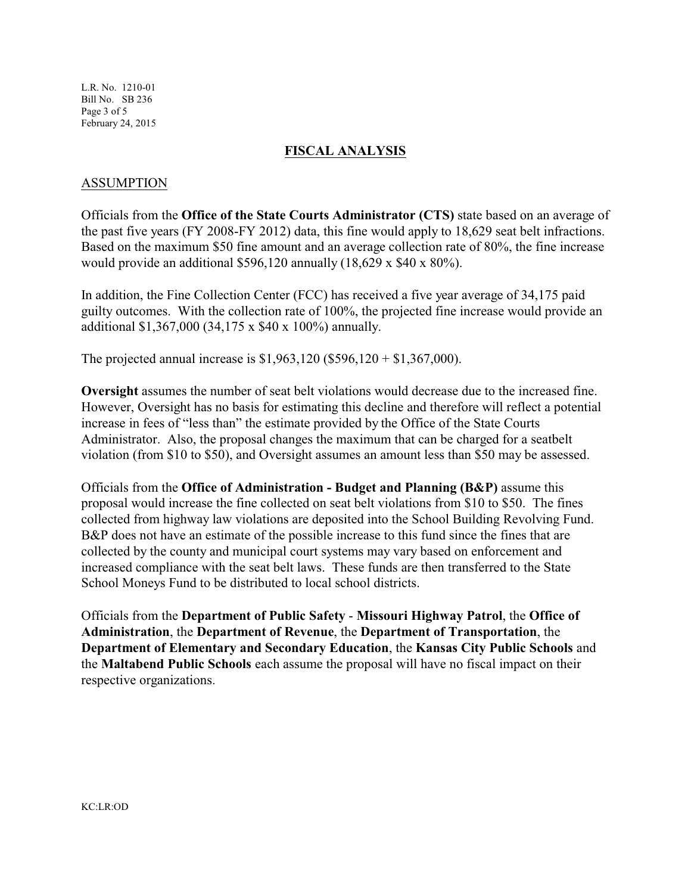## FISCAL ANALYSIS

### ASSUMPTION

Officials from the **Office of the State Courts Administrator (CTS)** state based on an average of the past five years (FY 2008-FY 2012) data, this fine would apply to 18,629 seat belt infractions. Based on the maximum $50 fine amount and an average collection rate of 80%, the fine increase would provide an additional $596,120 annually (18,629 x $40 x 80%).

In addition, the Fine Collection Center (FCC) has received a five year average of 34,175 paid guilty outcomes. With the collection rate of 100%, the projected fine increase would provide an additional $1,367,000 (34,175 x $40 x 100%) annually.

The projected annual increase is $1,963,120 ($596,120 + $1,367,000).

**Oversight** assumes the number of seat belt violations would decrease due to the increased fine. However, Oversight has no basis for estimating this decline and therefore will reflect a potential increase in fees of "less than" the estimate provided by the Office of the State Courts Administrator. Also, the proposal changes the maximum that can be charged for a seatbelt violation (from $10 to $50), and Oversight assumes an amount less than $50 may be assessed.

Officials from the **Office of Administration - Budget and Planning (B&P)** assume this proposal would increase the fine collected on seat belt violations from $10 to $50. The fines collected from highway law violations are deposited into the School Building Revolving Fund. B&P does not have an estimate of the possible increase to this fund since the fines that are collected by the county and municipal court systems may vary based on enforcement and increased compliance with the seat belt laws. These funds are then transferred to the State School Moneys Fund to be distributed to local school districts.

Officials from the **Department of Public Safety** - **Missouri Highway Patrol**, the **Office of Administration**, the **Department of Revenue**, the **Department of Transportation**, the **Department of Elementary and Secondary Education**, the **Kansas City Public Schools** and the **Maltabend Public Schools** each assume the proposal will have no fiscal impact on their respective organizations.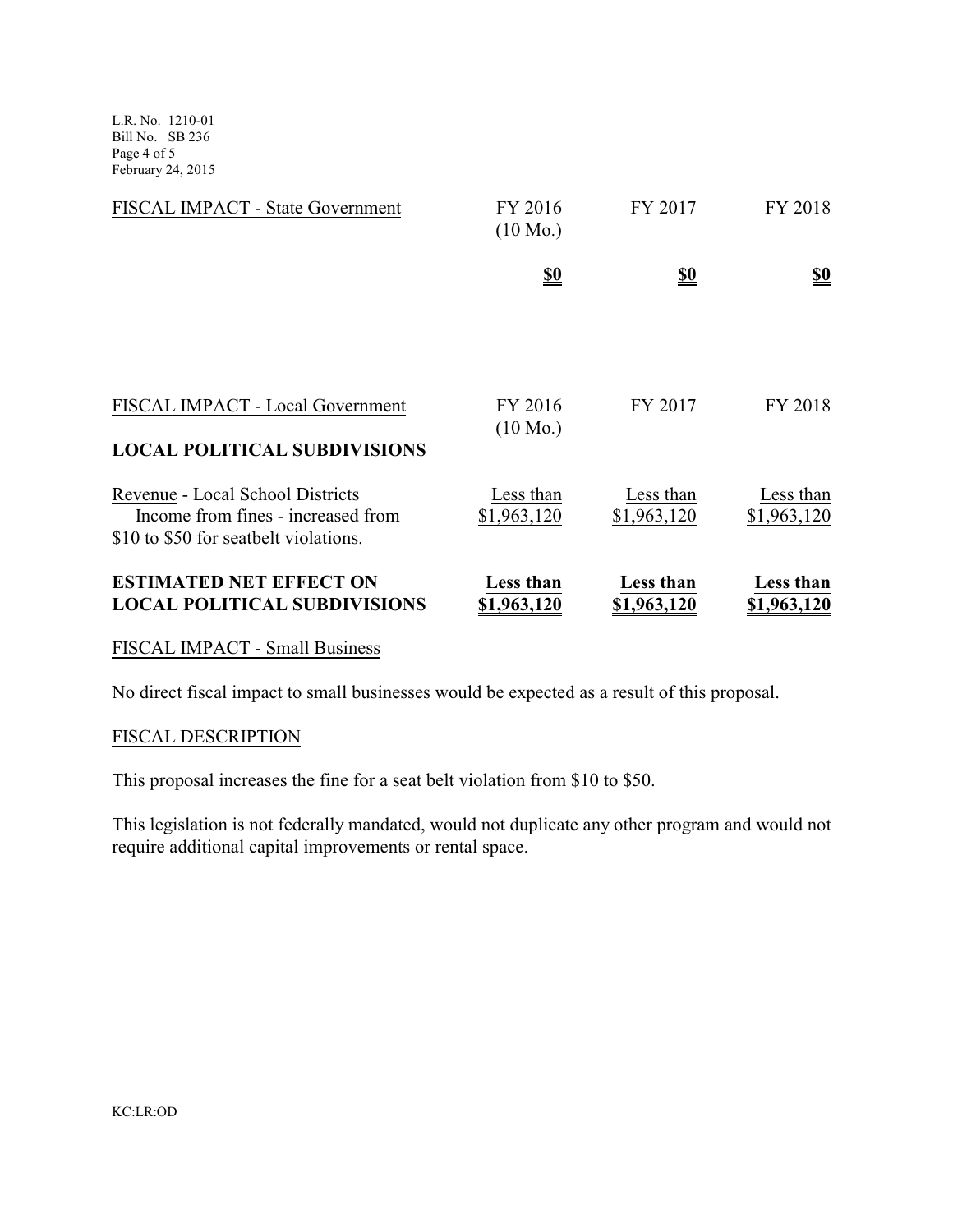| FISCAL IMPACT - State Government | FY 2016 (10 Mo.) | FY 2017 | FY 2018 |
|---|---|---|---|
| | **$0** | **$0** | **$0** |

| FISCAL IMPACT - Local Government | FY 2016 (10 Mo.) | FY 2017 | FY 2018 |
|---|---|---|---|
| **LOCAL POLITICAL SUBDIVISIONS** | | | |
| Revenue - Local School Districts<br>Income from fines - increased from $10 to $50 for seatbelt violations. | Less than $1,963,120 | Less than $1,963,120 | Less than $1,963,120 |
| **ESTIMATED NET EFFECT ON LOCAL POLITICAL SUBDIVISIONS** | **Less than $1,963,120** | **Less than $1,963,120** | **Less than $1,963,120** |

FISCAL IMPACT - Small Business

No direct fiscal impact to small businesses would be expected as a result of this proposal.

FISCAL DESCRIPTION

This proposal increases the fine for a seat belt violation from $10 to $50.

This legislation is not federally mandated, would not duplicate any other program and would not require additional capital improvements or rental space.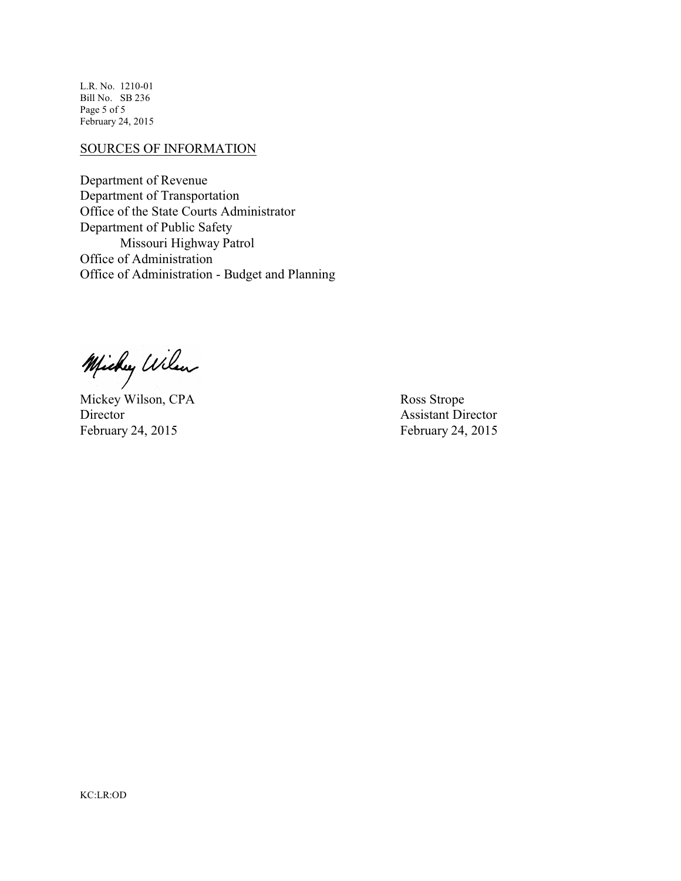## SOURCES OF INFORMATION

Department of Revenue
Department of Transportation
Office of the State Courts Administrator
Department of Public Safety
  Missouri Highway Patrol
Office of Administration
Office of Administration - Budget and Planning

Mickey Wilson, CPA
Director
February 24, 2015

Ross Strope
Assistant Director
February 24, 2015

KC:LR:OD